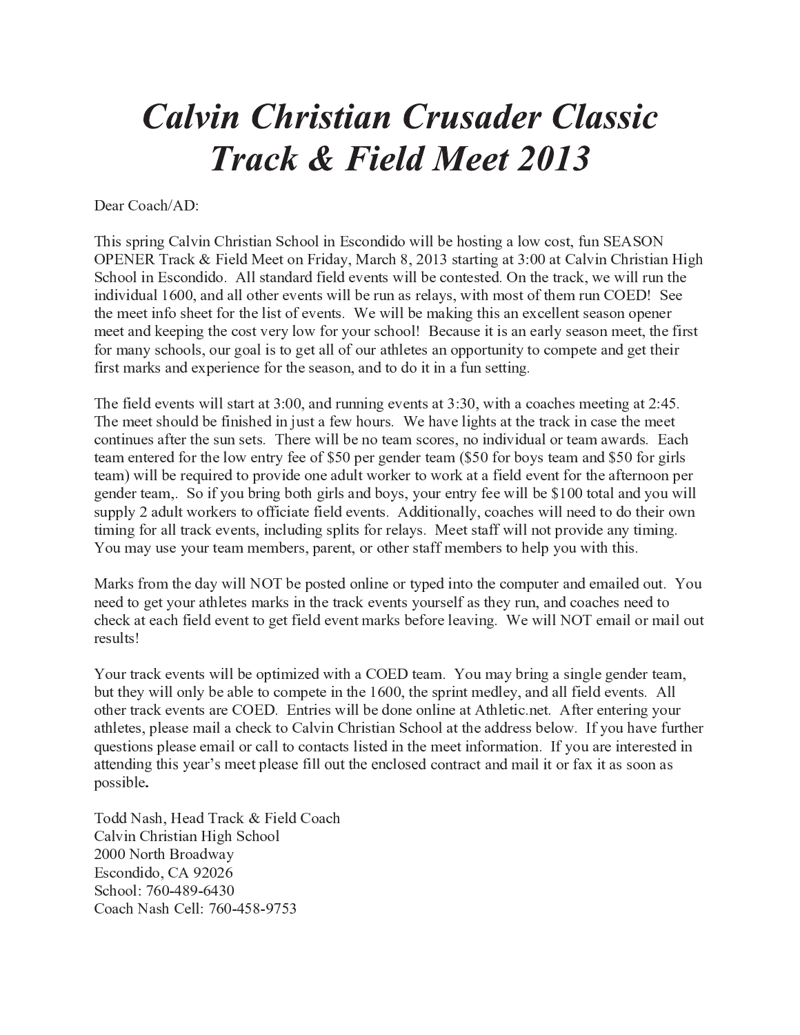# *Calvin Christian Crusader Classic Track & Field Meet 2013*

Dear Coach/AD:

This spring Calvin Christian School in Escondido will be hosting a low cost, fun SEASON OPENER Track & Field Meet on Friday, March 8, 2013 starting at 3:00 at Calvin Christian High School in Escondido. All standard field events will be contested. On the track, we will run the individual 1600, and all other events will be run as relays, with most of them run COED! See the meet info sheet for the list of events. We will be making this an excellent season opener meet and keeping the cost very low for your school! Because it is an early season meet, the first for many schools, our goal is to get all of our athletes an opportunity to compete and get their first marks and experience for the season, and to do it in a fun setting.

The field events will start at 3:00, and running events at 3:30, with a coaches meeting at 2:45. The meet should be finished in just a few hours. We have lights at the track in case the meet continues after the sun sets. There will be no team scores, no individual or team awards. Each team entered for the low entry fee of $50 per gender team ($50 for boys team and $50 for girls team) will be required to provide one adult worker to work at a field event for the afternoon per gender team,. So if you bring both girls and boys, your entry fee will be $100 total and you will supply 2 adult workers to officiate field events. Additionally, coaches will need to do their own timing for all track events, including splits for relays. Meet staff will not provide any timing. You may use your team members, parent, or other staff members to help you with this.

Marks from the day will NOT be posted online or typed into the computer and emailed out. You need to get your athletes marks in the track events yourself as they run, and coaches need to check at each field event to get field event marks before leaving. We will NOT email or mail out results!

Your track events will be optimized with a COED team. You may bring a single gender team, but they will only be able to compete in the 1600, the sprint medley, and all field events. All other track events are COED. Entries will be done online at Athletic.net. After entering your athletes, please mail a check to Calvin Christian School at the address below. If you have further questions please email or call to contacts listed in the meet information. If you are interested in attending this year's meet please fill out the enclosed contract and mail it or fax it as soon as possible**.**

Todd Nash, Head Track & Field Coach  
Calvin Christian High School  
2000 North Broadway  
Escondido, CA 92026  
School: 760-489-6430  
Coach Nash Cell: 760-458-9753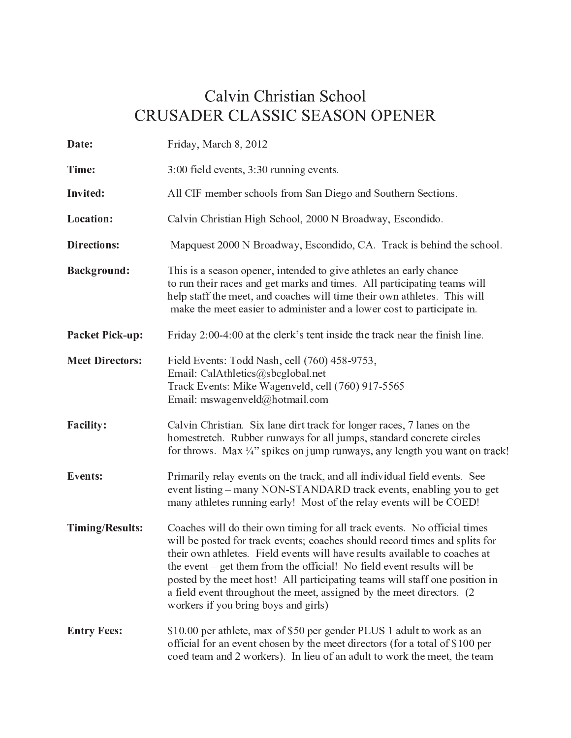# Calvin Christian School
# CRUSADER CLASSIC SEASON OPENER

**Date:** Friday, March 8, 2012

**Time:** 3:00 field events, 3:30 running events.

**Invited:** All CIF member schools from San Diego and Southern Sections.

**Location:** Calvin Christian High School, 2000 N Broadway, Escondido.

**Directions:** Mapquest 2000 N Broadway, Escondido, CA. Track is behind the school.

**Background:** This is a season opener, intended to give athletes an early chance to run their races and get marks and times. All participating teams will help staff the meet, and coaches will time their own athletes. This will make the meet easier to administer and a lower cost to participate in.

**Packet Pick-up:** Friday 2:00-4:00 at the clerk's tent inside the track near the finish line.

**Meet Directors:** Field Events: Todd Nash, cell (760) 458-9753,
Email: CalAthletics@sbcglobal.net
Track Events: Mike Wagenveld, cell (760) 917-5565
Email: mswagenveld@hotmail.com

**Facility:** Calvin Christian. Six lane dirt track for longer races, 7 lanes on the homestretch. Rubber runways for all jumps, standard concrete circles for throws. Max ¼" spikes on jump runways, any length you want on track!

**Events:** Primarily relay events on the track, and all individual field events. See event listing – many NON-STANDARD track events, enabling you to get many athletes running early! Most of the relay events will be COED!

**Timing/Results:** Coaches will do their own timing for all track events. No official times will be posted for track events; coaches should record times and splits for their own athletes. Field events will have results available to coaches at the event – get them from the official! No field event results will be posted by the meet host! All participating teams will staff one position in a field event throughout the meet, assigned by the meet directors. (2 workers if you bring boys and girls)

**Entry Fees:** $10.00 per athlete, max of $50 per gender PLUS 1 adult to work as an official for an event chosen by the meet directors (for a total of $100 per coed team and 2 workers). In lieu of an adult to work the meet, the team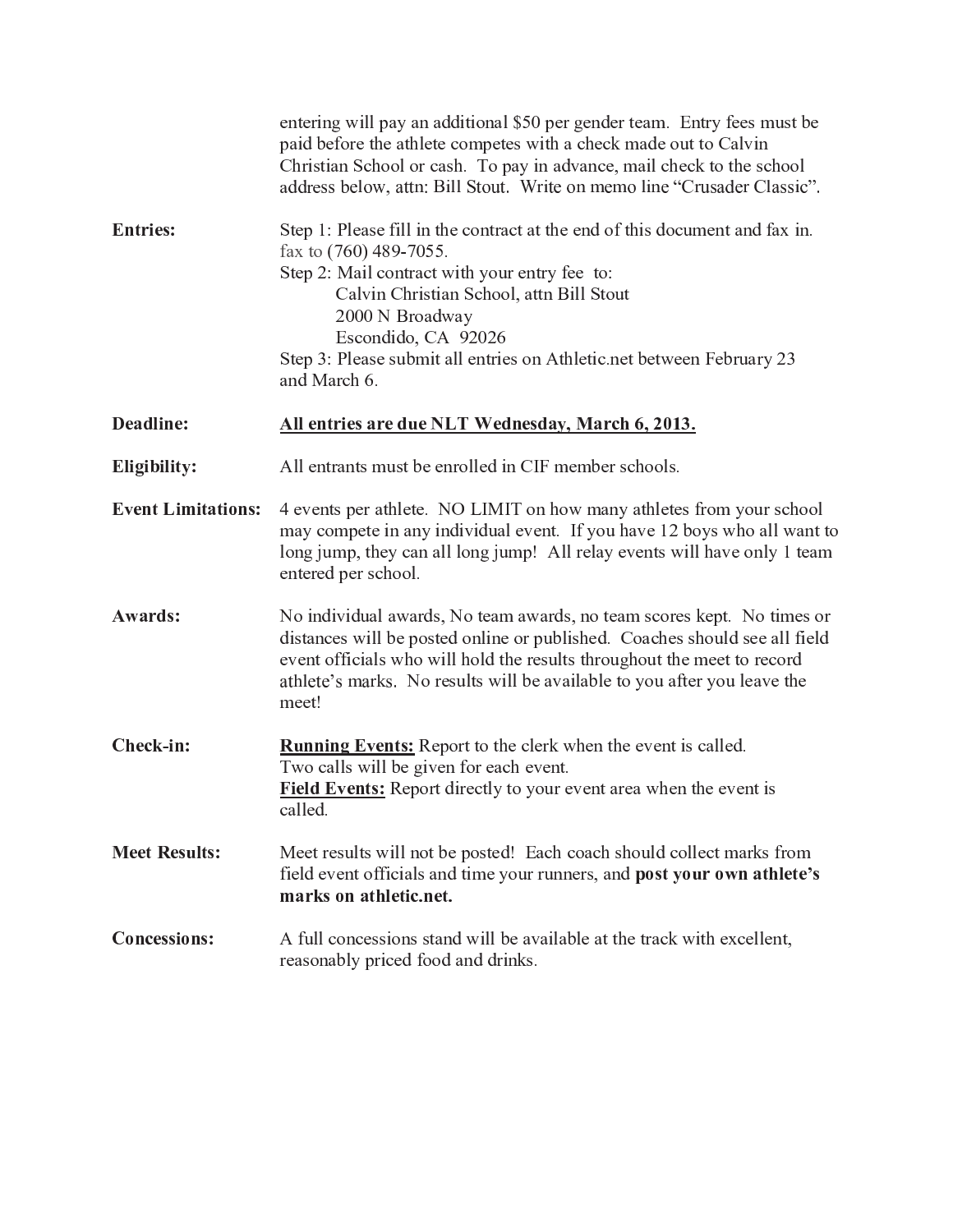entering will pay an additional $50 per gender team. Entry fees must be paid before the athlete competes with a check made out to Calvin Christian School or cash. To pay in advance, mail check to the school address below, attn: Bill Stout. Write on memo line "Crusader Classic".

**Entries:** Step 1: Please fill in the contract at the end of this document and fax in. fax to (760) 489-7055.
Step 2: Mail contract with your entry fee to:
Calvin Christian School, attn Bill Stout
2000 N Broadway
Escondido, CA 92026
Step 3: Please submit all entries on Athletic.net between February 23 and March 6.

**Deadline:** **All entries are due NLT Wednesday, March 6, 2013.**

**Eligibility:** All entrants must be enrolled in CIF member schools.

**Event Limitations:** 4 events per athlete. NO LIMIT on how many athletes from your school may compete in any individual event. If you have 12 boys who all want to long jump, they can all long jump! All relay events will have only 1 team entered per school.

**Awards:** No individual awards, No team awards, no team scores kept. No times or distances will be posted online or published. Coaches should see all field event officials who will hold the results throughout the meet to record athlete's marks. No results will be available to you after you leave the meet!

**Check-in:** **Running Events:** Report to the clerk when the event is called. Two calls will be given for each event.
**Field Events:** Report directly to your event area when the event is called.

**Meet Results:** Meet results will not be posted! Each coach should collect marks from field event officials and time your runners, and **post your own athlete's marks on athletic.net.**

**Concessions:** A full concessions stand will be available at the track with excellent, reasonably priced food and drinks.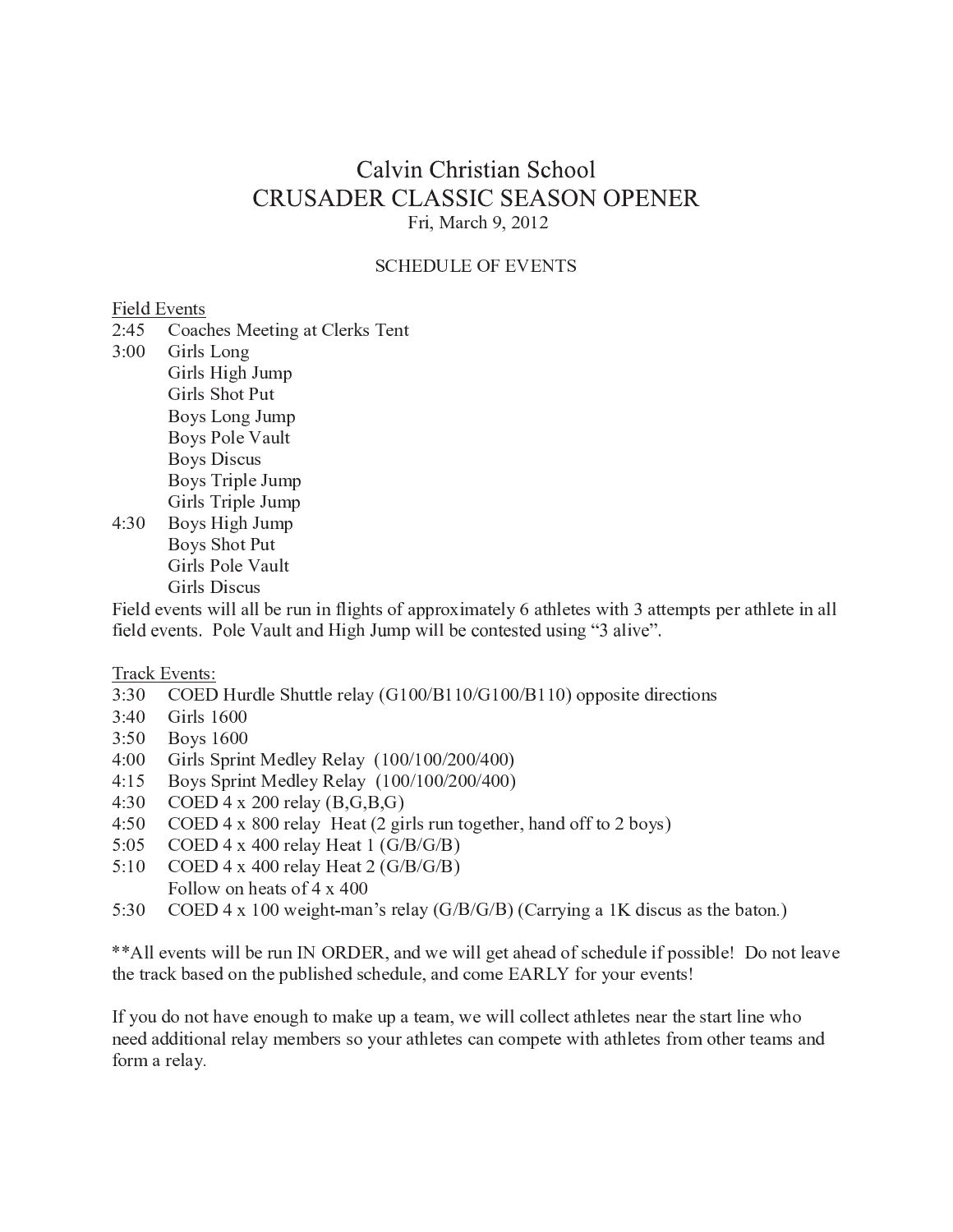# Calvin Christian School
# CRUSADER CLASSIC SEASON OPENER

Fri, March 9, 2012

## SCHEDULE OF EVENTS

Field Events

2:45 Coaches Meeting at Clerks Tent

3:00 Girls Long
- Girls High Jump
- Girls Shot Put
- Boys Long Jump
- Boys Pole Vault
- Boys Discus
- Boys Triple Jump
- Girls Triple Jump

4:30 Boys High Jump
- Boys Shot Put
- Girls Pole Vault
- Girls Discus

Field events will all be run in flights of approximately 6 athletes with 3 attempts per athlete in all field events. Pole Vault and High Jump will be contested using "3 alive".

Track Events:

3:30 COED Hurdle Shuttle relay (G100/B110/G100/B110) opposite directions
3:40 Girls 1600
3:50 Boys 1600
4:00 Girls Sprint Medley Relay (100/100/200/400)
4:15 Boys Sprint Medley Relay (100/100/200/400)
4:30 COED 4 x 200 relay (B,G,B,G)
4:50 COED 4 x 800 relay Heat (2 girls run together, hand off to 2 boys)
5:05 COED 4 x 400 relay Heat 1 (G/B/G/B)
5:10 COED 4 x 400 relay Heat 2 (G/B/G/B)
Follow on heats of 4 x 400
5:30 COED 4 x 100 weight-man's relay (G/B/G/B) (Carrying a 1K discus as the baton.)

**All events will be run IN ORDER, and we will get ahead of schedule if possible! Do not leave the track based on the published schedule, and come EARLY for your events!

If you do not have enough to make up a team, we will collect athletes near the start line who need additional relay members so your athletes can compete with athletes from other teams and form a relay.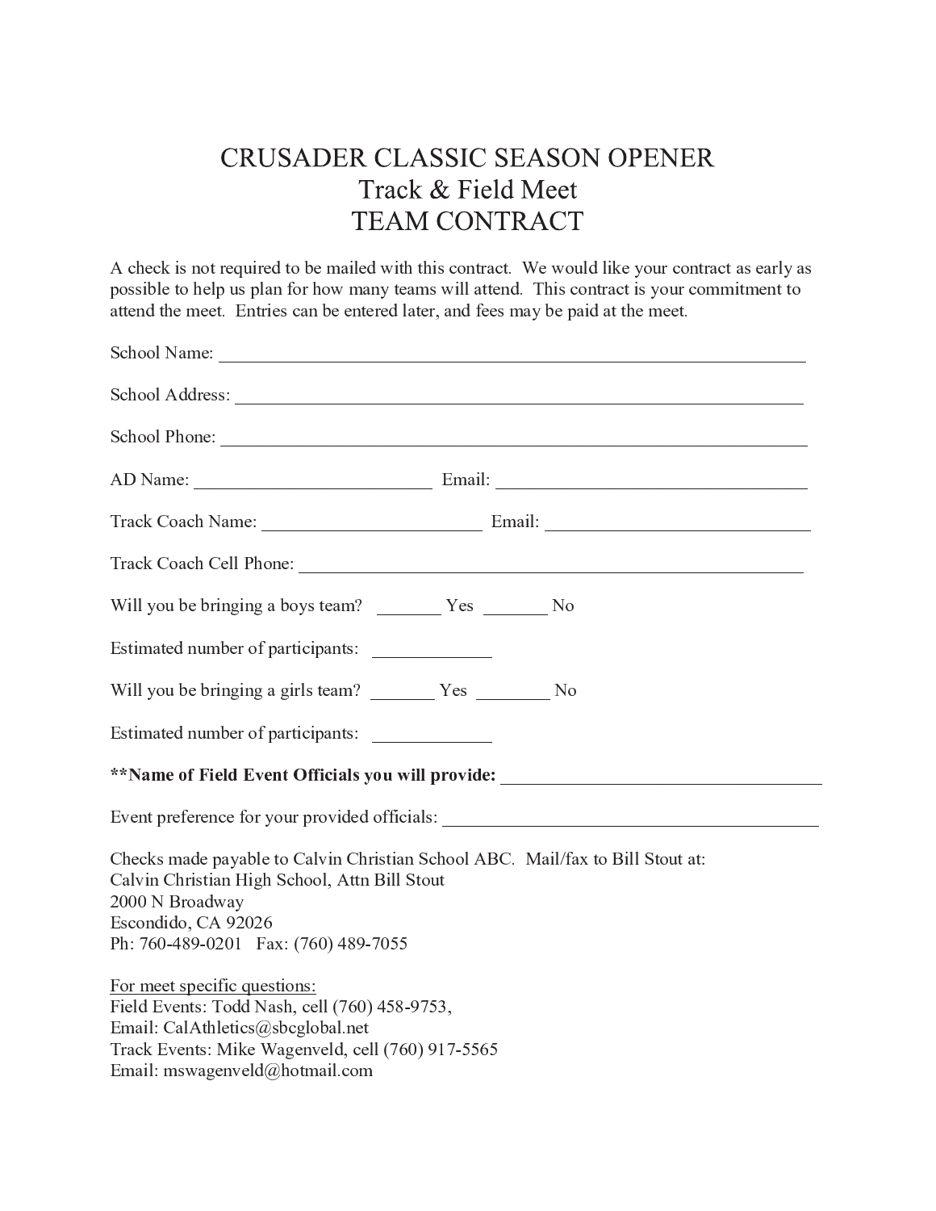# CRUSADER CLASSIC SEASON OPENER
## Track & Field Meet
## TEAM CONTRACT

A check is not required to be mailed with this contract. We would like your contract as early as possible to help us plan for how many teams will attend. This contract is your commitment to attend the meet. Entries can be entered later, and fees may be paid at the meet.

School Name: ____________________________________________________________

School Address: __________________________________________________________

School Phone: ____________________________________________________________

AD Name: ___________________________ Email: ________________________________

Track Coach Name: ________________________ Email: ____________________________

Track Coach Cell Phone: ____________________________________________________

Will you be bringing a boys team? _______ Yes _______ No

Estimated number of participants: ____________

Will you be bringing a girls team? _______ Yes ________ No

Estimated number of participants: ____________

**\*\*Name of Field Event Officials you will provide:** ______________________________

Event preference for your provided officials: ________________________________________

Checks made payable to Calvin Christian School ABC. Mail/fax to Bill Stout at:
Calvin Christian High School, Attn Bill Stout
2000 N Broadway
Escondido, CA 92026
Ph: 760-489-0201 Fax: (760) 489-7055

<u>For meet specific questions:</u>
Field Events: Todd Nash, cell (760) 458-9753,
Email: CalAthletics@sbcglobal.net
Track Events: Mike Wagenveld, cell (760) 917-5565
Email: mswagenveld@hotmail.com